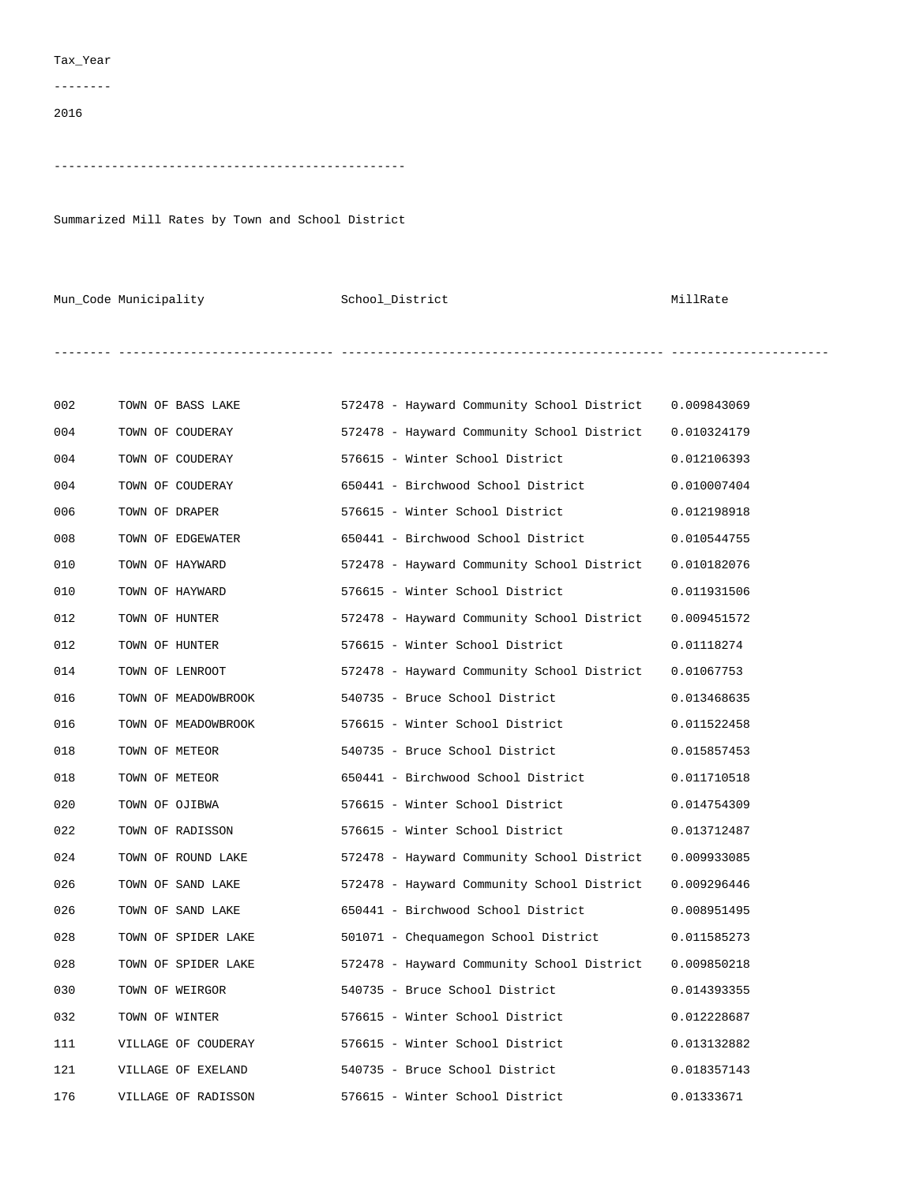Tax_Year

--------

2016

------------------------------------------------

Summarized Mill Rates by Town and School District

| Mun_Code | Municipality | School_District | MillRate |
|---|---|---|---|
| 002 | TOWN OF BASS LAKE | 572478 - Hayward Community School District | 0.009843069 |
| 004 | TOWN OF COUDERAY | 572478 - Hayward Community School District | 0.010324179 |
| 004 | TOWN OF COUDERAY | 576615 - Winter School District | 0.012106393 |
| 004 | TOWN OF COUDERAY | 650441 - Birchwood School District | 0.010007404 |
| 006 | TOWN OF DRAPER | 576615 - Winter School District | 0.012198918 |
| 008 | TOWN OF EDGEWATER | 650441 - Birchwood School District | 0.010544755 |
| 010 | TOWN OF HAYWARD | 572478 - Hayward Community School District | 0.010182076 |
| 010 | TOWN OF HAYWARD | 576615 - Winter School District | 0.011931506 |
| 012 | TOWN OF HUNTER | 572478 - Hayward Community School District | 0.009451572 |
| 012 | TOWN OF HUNTER | 576615 - Winter School District | 0.01118274 |
| 014 | TOWN OF LENROOT | 572478 - Hayward Community School District | 0.01067753 |
| 016 | TOWN OF MEADOWBROOK | 540735 - Bruce School District | 0.013468635 |
| 016 | TOWN OF MEADOWBROOK | 576615 - Winter School District | 0.011522458 |
| 018 | TOWN OF METEOR | 540735 - Bruce School District | 0.015857453 |
| 018 | TOWN OF METEOR | 650441 - Birchwood School District | 0.011710518 |
| 020 | TOWN OF OJIBWA | 576615 - Winter School District | 0.014754309 |
| 022 | TOWN OF RADISSON | 576615 - Winter School District | 0.013712487 |
| 024 | TOWN OF ROUND LAKE | 572478 - Hayward Community School District | 0.009933085 |
| 026 | TOWN OF SAND LAKE | 572478 - Hayward Community School District | 0.009296446 |
| 026 | TOWN OF SAND LAKE | 650441 - Birchwood School District | 0.008951495 |
| 028 | TOWN OF SPIDER LAKE | 501071 - Chequamegon School District | 0.011585273 |
| 028 | TOWN OF SPIDER LAKE | 572478 - Hayward Community School District | 0.009850218 |
| 030 | TOWN OF WEIRGOR | 540735 - Bruce School District | 0.014393355 |
| 032 | TOWN OF WINTER | 576615 - Winter School District | 0.012228687 |
| 111 | VILLAGE OF COUDERAY | 576615 - Winter School District | 0.013132882 |
| 121 | VILLAGE OF EXELAND | 540735 - Bruce School District | 0.018357143 |
| 176 | VILLAGE OF RADISSON | 576615 - Winter School District | 0.01333671 |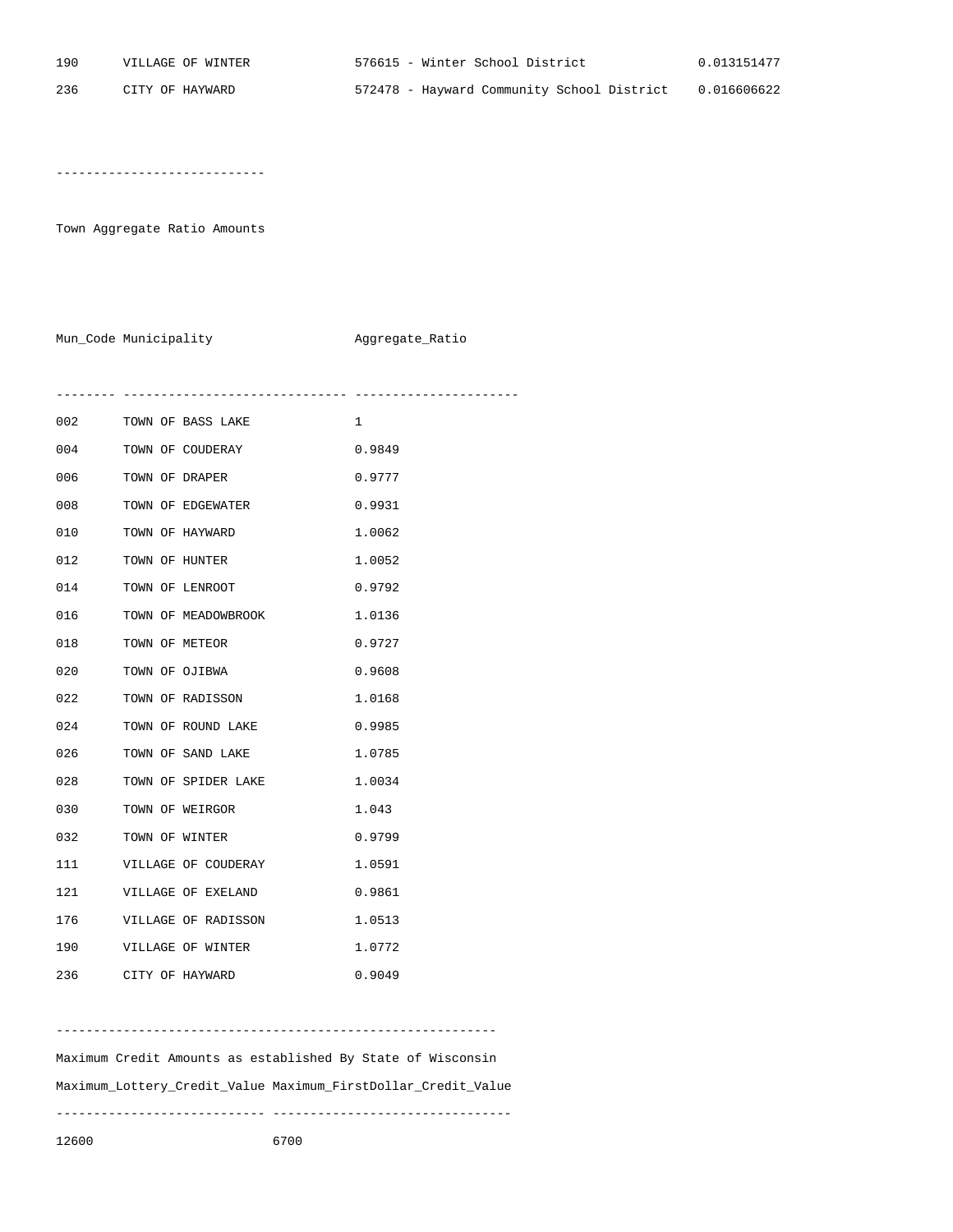| | | | |
|---|---|---|---|
| 190 | VILLAGE OF WINTER | 576615 - Winter School District | 0.013151477 |
| 236 | CITY OF HAYWARD | 572478 - Hayward Community School District | 0.016606622 |

----------------------------

Town Aggregate Ratio Amounts

| Mun_Code | Municipality | Aggregate_Ratio |
|---|---|---|
| 002 | TOWN OF BASS LAKE | 1 |
| 004 | TOWN OF COUDERAY | 0.9849 |
| 006 | TOWN OF DRAPER | 0.9777 |
| 008 | TOWN OF EDGEWATER | 0.9931 |
| 010 | TOWN OF HAYWARD | 1.0062 |
| 012 | TOWN OF HUNTER | 1.0052 |
| 014 | TOWN OF LENROOT | 0.9792 |
| 016 | TOWN OF MEADOWBROOK | 1.0136 |
| 018 | TOWN OF METEOR | 0.9727 |
| 020 | TOWN OF OJIBWA | 0.9608 |
| 022 | TOWN OF RADISSON | 1.0168 |
| 024 | TOWN OF ROUND LAKE | 0.9985 |
| 026 | TOWN OF SAND LAKE | 1.0785 |
| 028 | TOWN OF SPIDER LAKE | 1.0034 |
| 030 | TOWN OF WEIRGOR | 1.043 |
| 032 | TOWN OF WINTER | 0.9799 |
| 111 | VILLAGE OF COUDERAY | 1.0591 |
| 121 | VILLAGE OF EXELAND | 0.9861 |
| 176 | VILLAGE OF RADISSON | 1.0513 |
| 190 | VILLAGE OF WINTER | 1.0772 |
| 236 | CITY OF HAYWARD | 0.9049 |

-----------------------------------------------------------

Maximum Credit Amounts as established By State of Wisconsin

| Maximum_Lottery_Credit_Value | Maximum_FirstDollar_Credit_Value |
|---|---|
| 12600 | 6700 |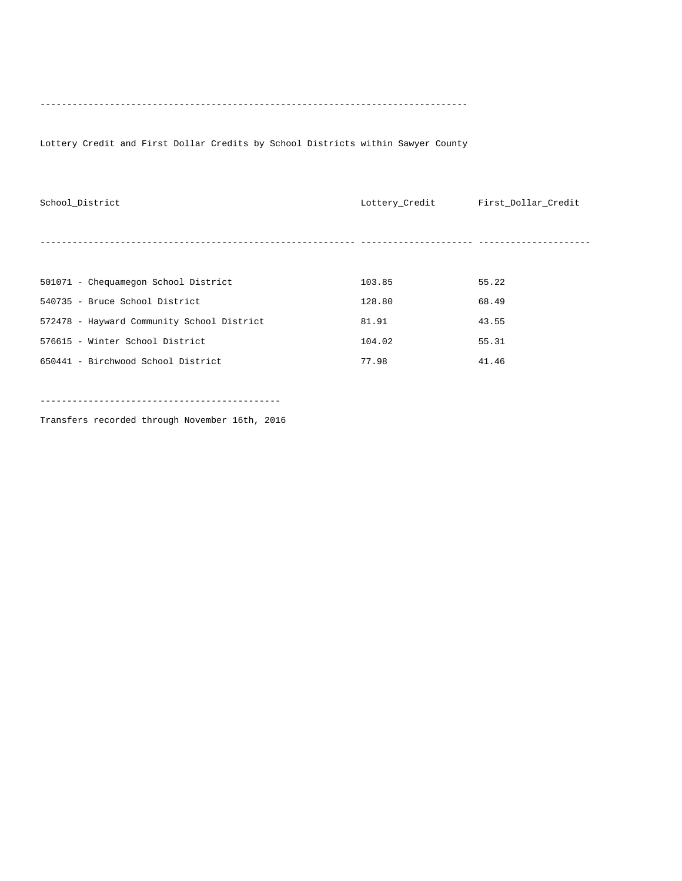Lottery Credit and First Dollar Credits by School Districts within Sawyer County

| School_District | Lottery_Credit | First_Dollar_Credit |
| --- | --- | --- |
| 501071 - Chequamegon School District | 103.85 | 55.22 |
| 540735 - Bruce School District | 128.80 | 68.49 |
| 572478 - Hayward Community School District | 81.91 | 43.55 |
| 576615 - Winter School District | 104.02 | 55.31 |
| 650441 - Birchwood School District | 77.98 | 41.46 |

Transfers recorded through November 16th, 2016